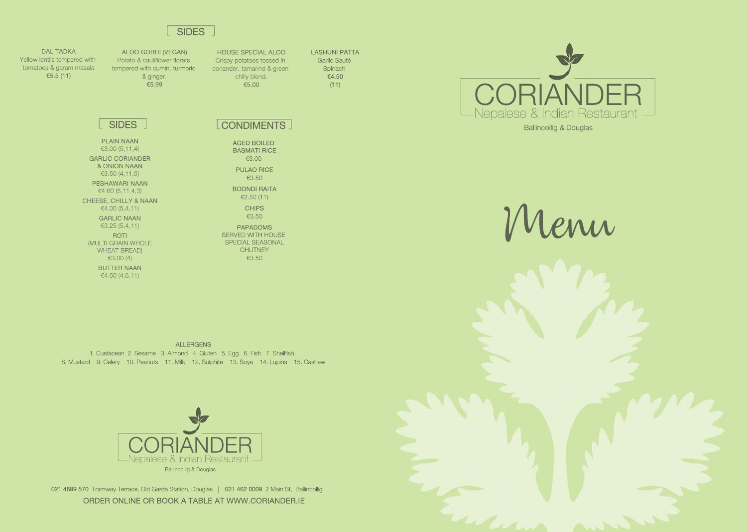## SIDES

**DAL TADKA**
Yellow lentils tempered with tomatoes & garam masala
€5.5 (11)

**ALOO GOBHI (VEGAN)**
Potato & cauliflower florets tempered with cumin, turmeric & ginger.
€5.99

**HOUSE SPECIAL ALOO**
Crispy potatoes tossed in coriander, tamarind & green chilly blend.
€5.00

**LASHUNI PATTA**
Garlic Sauté Spinach
€4.50
(11)

## SIDES

**PLAIN NAAN**
€3.00 (5,11,4)

**GARLIC CORIANDER & ONION NAAN**
€3.50 (4,11,5)

**PESHAWARI NAAN**
€4.00 (5,11,4,3)

**CHEESE, CHILLY & NAAN**
€4.00 (5,4,11)

**GARLIC NAAN**
€3.25 (5,4,11)

**ROTI**
(MULTI GRAIN WHOLE WHEAT BREAD)
€3.00 (4)

**BUTTER NAAN**
€4.50 (4,5,11)

## CONDIMENTS

**AGED BOILED BASMATI RICE**
€3.00

**PULAO RICE**
€3.50

**BOONDI RAITA**
€2.50 (11)

**CHIPS**
€3.50

**PAPADOMS**
SERVED WITH HOUSE SPECIAL SEASONAL CHUTNEY
€3.50

### ALLERGENS

1. Custacean 2. Sesame 3. Almond 4. Gluten 5. Egg 6. Fish 7. Shellfish 8. Mustard 9. Celery 10. Peanuts 11. Milk 12. Sulphite 13. Soya 14. Lupins 15. Cashew

CORIANDER
Nepalese & Indian Restaurant
Ballincollig & Douglas

021 4899 570 Tramway Terrace, Old Garda Station, Douglas | 021 462 0009 2 Main St, Ballincollig

ORDER ONLINE OR BOOK A TABLE AT WWW.CORIANDER.IE

# CORIANDER
Nepalese & Indian Restaurant
Ballincollig & Douglas

# Menu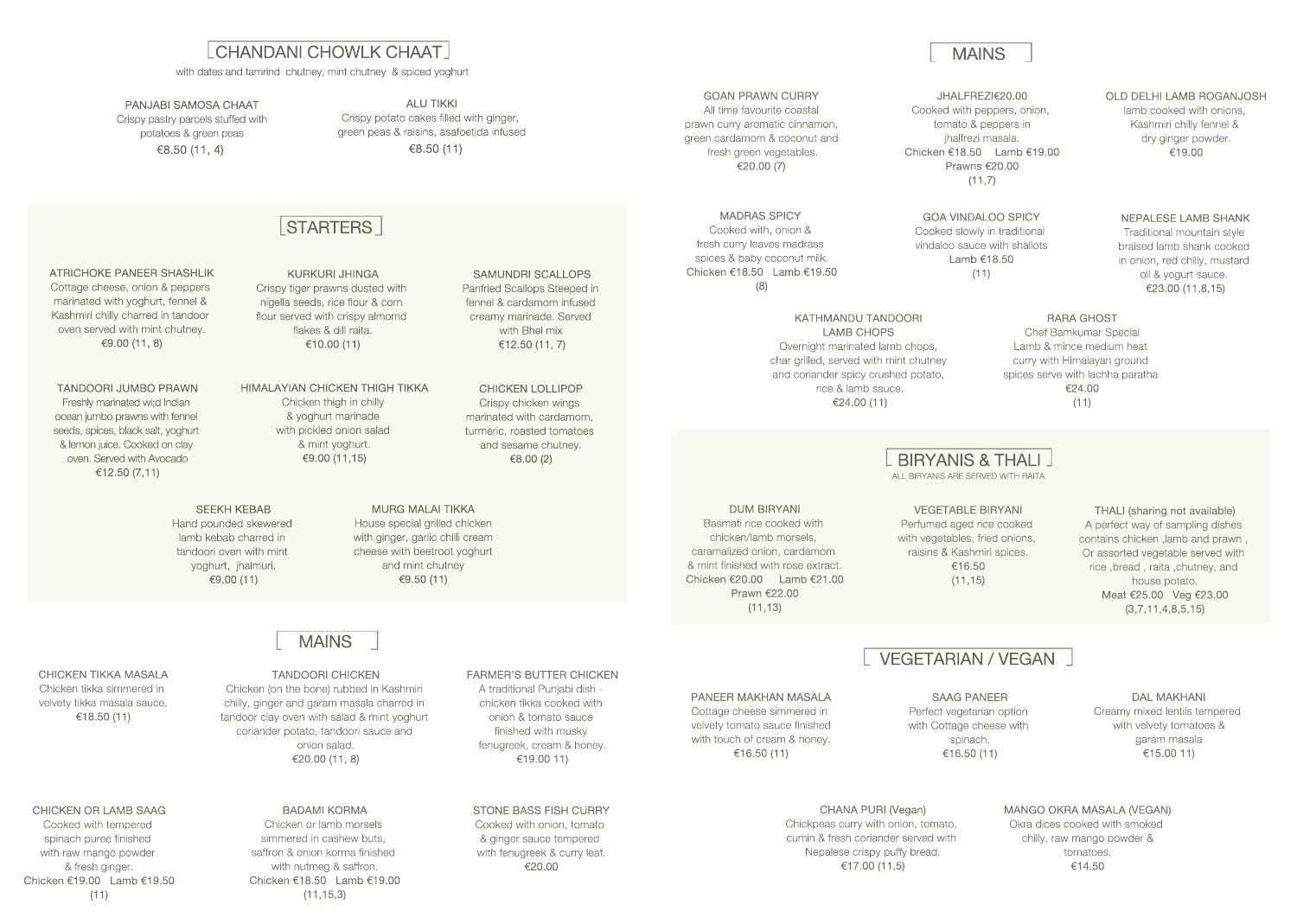## CHANDANI CHOWLK CHAAT

with dates and tamrind chutney, mint chutney & spiced yoghurt

**PANJABI SAMOSA CHAAT**
Crispy pastry parcels stuffed with potatoes & green peas
€8.50 (11, 4)

**ALU TIKKI**
Crispy potato cakes filled with ginger, green peas & raisins, asafoetida infused
€8.50 (11)

## STARTERS

**ATRICHOKE PANEER SHASHLIK**
Cottage cheese, onion & peppers marinated with yoghurt, fennel & Kashmiri chilly charred in tandoor oven served with mint chutney.
€9.00 (11, 8)

**KURKURI JHINGA**
Crispy tiger prawns dusted with nigella seeds, rice flour & corn flour served with crispy almomd flakes & dill raita.
€10.00 (11)

**SAMUNDRI SCALLOPS**
Panfried Scallops Steeped in fennel & cardamom infused creamy marinade. Served with Bhel mix
€12.50 (11, 7)

**TANDOORI JUMBO PRAWN**
Freshly marinated wi;d Indian ocean jumbo prawns with fennel seeds, spices, black salt, yoghurt & lemon juice. Cooked on clay oven. Served with Avocado
€12.50 (7,11)

**HIMALAYIAN CHICKEN THIGH TIKKA**
Chicken thigh in chilly & yoghurt marinade with pickled onion salad & mint yoghurt.
€9.00 (11,15)

**CHICKEN LOLLIPOP**
Crispy chicken wings marinated with cardamom, turmeric, roasted tomatoes and sesame chutney.
€8.00 (2)

**SEEKH KEBAB**
Hand pounded skewered lamb kebab charred in tandoori oven with mint yoghurt, jhalmuri.
€9.00 (11)

**MURG MALAI TIKKA**
House special grilled chicken with ginger, garlic chilli cream cheese with beetroot yoghurt and mint chutney
€9.50 (11)

## MAINS

**CHICKEN TIKKA MASALA**
Chicken tikka simmered in velvety tikka masala sauce.
€18.50 (11)

**TANDOORI CHICKEN**
Chicken (on the bone) rubbed in Kashmiri chilly, ginger and garam masala charred in tandoor clay oven with salad & mint yoghurt coriander potato, tandoori sauce and onion salad.
€20.00 (11, 8)

**FARMER'S BUTTER CHICKEN**
A traditional Punjabi dish - chicken tikka cooked with onion & tomato sauce finished with musky fenugreek, cream & honey.
€19.00 11)

**CHICKEN OR LAMB SAAG**
Cooked with tempered spinach puree finished with raw mango powder & fresh ginger.
Chicken €19.00 Lamb €19.50
(11)

**BADAMI KORMA**
Chicken or lamb morsels simmered in cashew buts, saffron & onion korma finished with nutmeg & saffron.
Chicken €18.50 Lamb €19.00
(11,15,3)

**STONE BASS FISH CURRY**
Cooked with onion, tomato & ginger sauce tempered with fenugreek & curry leaf.
€20.00

## MAINS

**GOAN PRAWN CURRY**
All time favourite coastal prawn curry aromatic cinnamon, green cardamom & coconut and fresh green vegetables.
€20.00 (7)

**JHALFREZI€20.00**
Cooked with peppers, onion, tomato & peppers in jhalfrezi masala.
Chicken €18.50 Lamb €19.00
Prawns €20.00
(11,7)

**OLD DELHI LAMB ROGANJOSH**
lamb cooked with onions, Kashmiri chilly fennel & dry ginger powder.
€19.00

**MADRAS SPICY**
Cooked with, onion & fresh curry leaves madrass spices & baby coconut milk.
Chicken €18.50 Lamb €19.50
(8)

**GOA VINDALOO SPICY**
Cooked slowly in traditional vindaloo sauce with shallots
Lamb €18.50
(11)

**NEPALESE LAMB SHANK**
Traditional mountain style braised lamb shank cooked in onion, red chilly, mustard oil & yogurt sauce.
€23.00 (11,8,15)

**KATHMANDU TANDOORI LAMB CHOPS**
Overnight marinated lamb chops, char grilled, served with mint chutney and coriander spicy crushed potato, rice & lamb sauce.
€24.00 (11)

**RARA GHOST**
Chef Bamkumar Special
Lamb & mince medium heat curry with Himalayan ground spices serve with lachha paratha
€24.00
(11)

## BIRYANIS & THALI

ALL BIRYANIS ARE SERVED WITH RAITA

**DUM BIRYANI**
Basmati rice cooked with chicken/lamb morsels, caramalized onion, cardamom & mint finished with rose extract.
Chicken €20.00 Lamb €21.00
Prawn €22.00
(11,13)

**VEGETABLE BIRYANI**
Perfumed aged rice cooked with vegetables, fried onions, raisins & Kashmiri spices.
€16.50
(11,15)

**THALI (sharing not available)**
A perfect way of sampling dishes contains chicken ,lamb and prawn , Or assorted vegetable served with rice ,bread , raita ,chutney, and house potato.
Meat €25.00 Veg €23.00
(3,7,11,4,8,5,15)

## VEGETARIAN / VEGAN

**PANEER MAKHAN MASALA**
Cottage cheese simmered in velvety tomato sauce finished with touch of cream & honey.
€16.50 (11)

**SAAG PANEER**
Perfect vegetarian option with Cottage cheese with spinach,
€16.50 (11)

**DAL MAKHANI**
Creamy mixed lentils tempered with velvety tomatoes & garam masala
€15.00 11)

**CHANA PURI (Vegan)**
Chickpeas curry with onion, tomato, cumin & fresh coriander served with Nepalese crispy puffy bread.
€17.00 (11,5)

**MANGO OKRA MASALA (VEGAN)**
Okra dices cooked with smoked chilly, raw mango powder & tomatoes.
€14.50